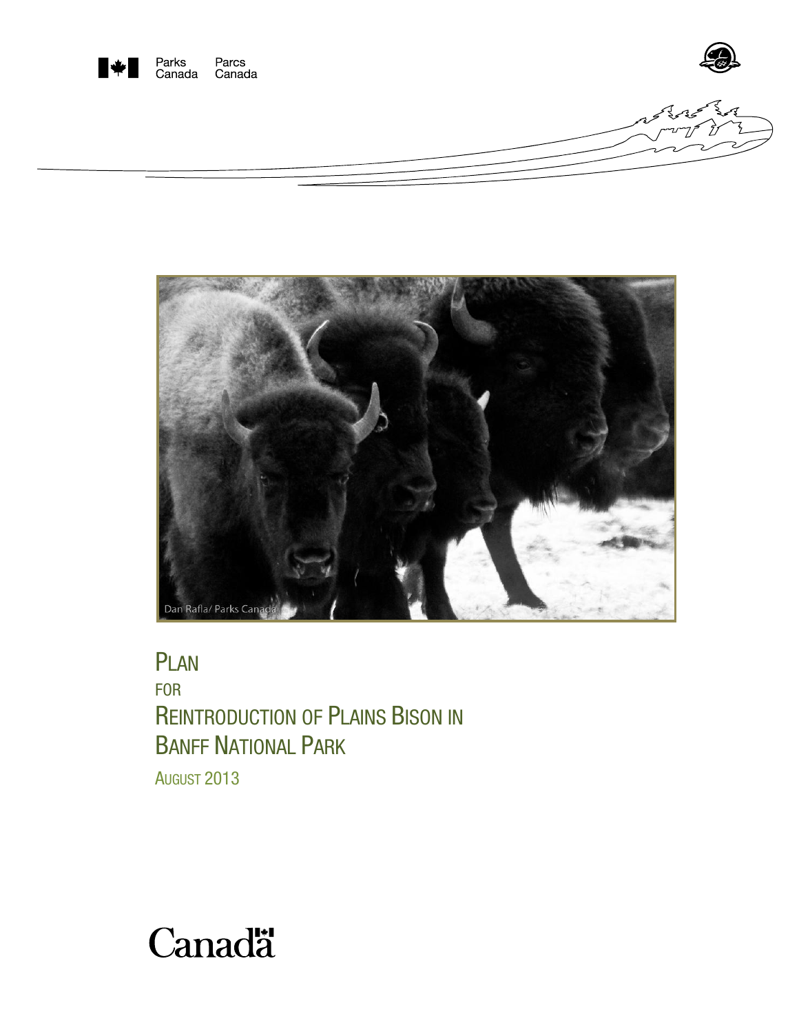Parks Canada    Parcs Canada

Dan Rafla/ Parks Canada

# PLAN FOR REINTRODUCTION OF PLAINS BISON IN BANFF NATIONAL PARK

AUGUST 2013

Canada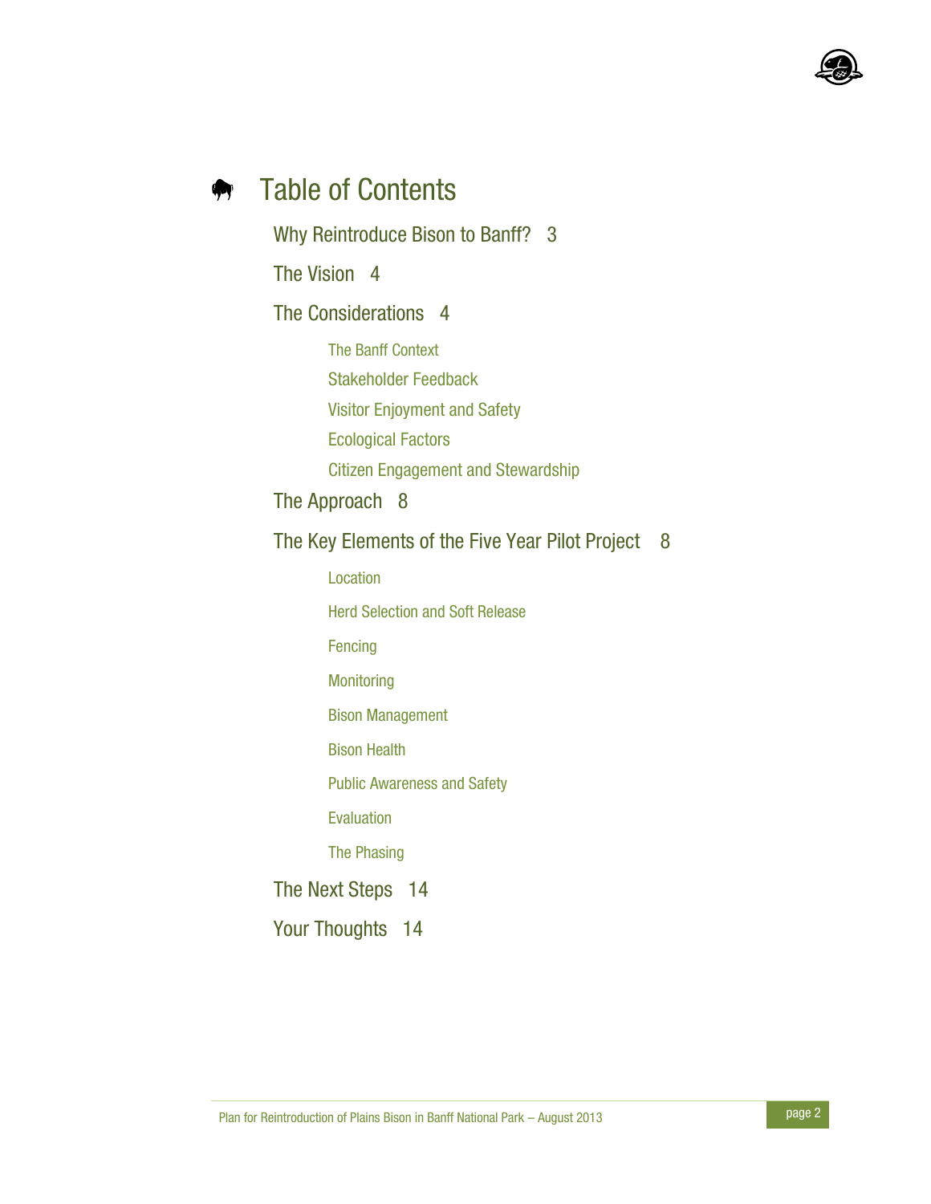# Table of Contents

Why Reintroduce Bison to Banff? 3

The Vision 4

The Considerations 4

- The Banff Context
- Stakeholder Feedback
- Visitor Enjoyment and Safety
- Ecological Factors
- Citizen Engagement and Stewardship

The Approach 8

The Key Elements of the Five Year Pilot Project 8

- Location
- Herd Selection and Soft Release
- Fencing
- Monitoring
- Bison Management
- Bison Health
- Public Awareness and Safety
- Evaluation
- The Phasing

The Next Steps 14

Your Thoughts 14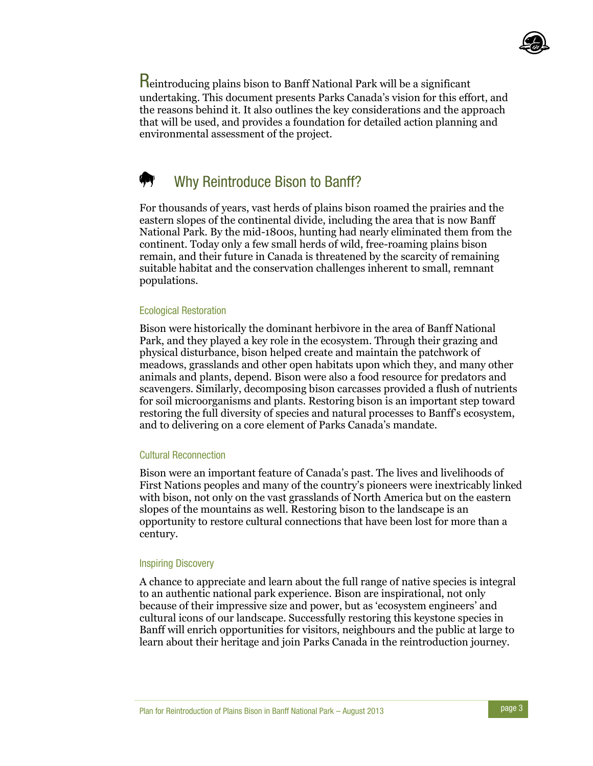Reintroducing plains bison to Banff National Park will be a significant undertaking. This document presents Parks Canada's vision for this effort, and the reasons behind it. It also outlines the key considerations and the approach that will be used, and provides a foundation for detailed action planning and environmental assessment of the project.

## Why Reintroduce Bison to Banff?

For thousands of years, vast herds of plains bison roamed the prairies and the eastern slopes of the continental divide, including the area that is now Banff National Park. By the mid-1800s, hunting had nearly eliminated them from the continent. Today only a few small herds of wild, free-roaming plains bison remain, and their future in Canada is threatened by the scarcity of remaining suitable habitat and the conservation challenges inherent to small, remnant populations.

### Ecological Restoration

Bison were historically the dominant herbivore in the area of Banff National Park, and they played a key role in the ecosystem. Through their grazing and physical disturbance, bison helped create and maintain the patchwork of meadows, grasslands and other open habitats upon which they, and many other animals and plants, depend. Bison were also a food resource for predators and scavengers. Similarly, decomposing bison carcasses provided a flush of nutrients for soil microorganisms and plants. Restoring bison is an important step toward restoring the full diversity of species and natural processes to Banff's ecosystem, and to delivering on a core element of Parks Canada's mandate.

### Cultural Reconnection

Bison were an important feature of Canada's past. The lives and livelihoods of First Nations peoples and many of the country's pioneers were inextricably linked with bison, not only on the vast grasslands of North America but on the eastern slopes of the mountains as well. Restoring bison to the landscape is an opportunity to restore cultural connections that have been lost for more than a century.

### Inspiring Discovery

A chance to appreciate and learn about the full range of native species is integral to an authentic national park experience. Bison are inspirational, not only because of their impressive size and power, but as 'ecosystem engineers' and cultural icons of our landscape. Successfully restoring this keystone species in Banff will enrich opportunities for visitors, neighbours and the public at large to learn about their heritage and join Parks Canada in the reintroduction journey.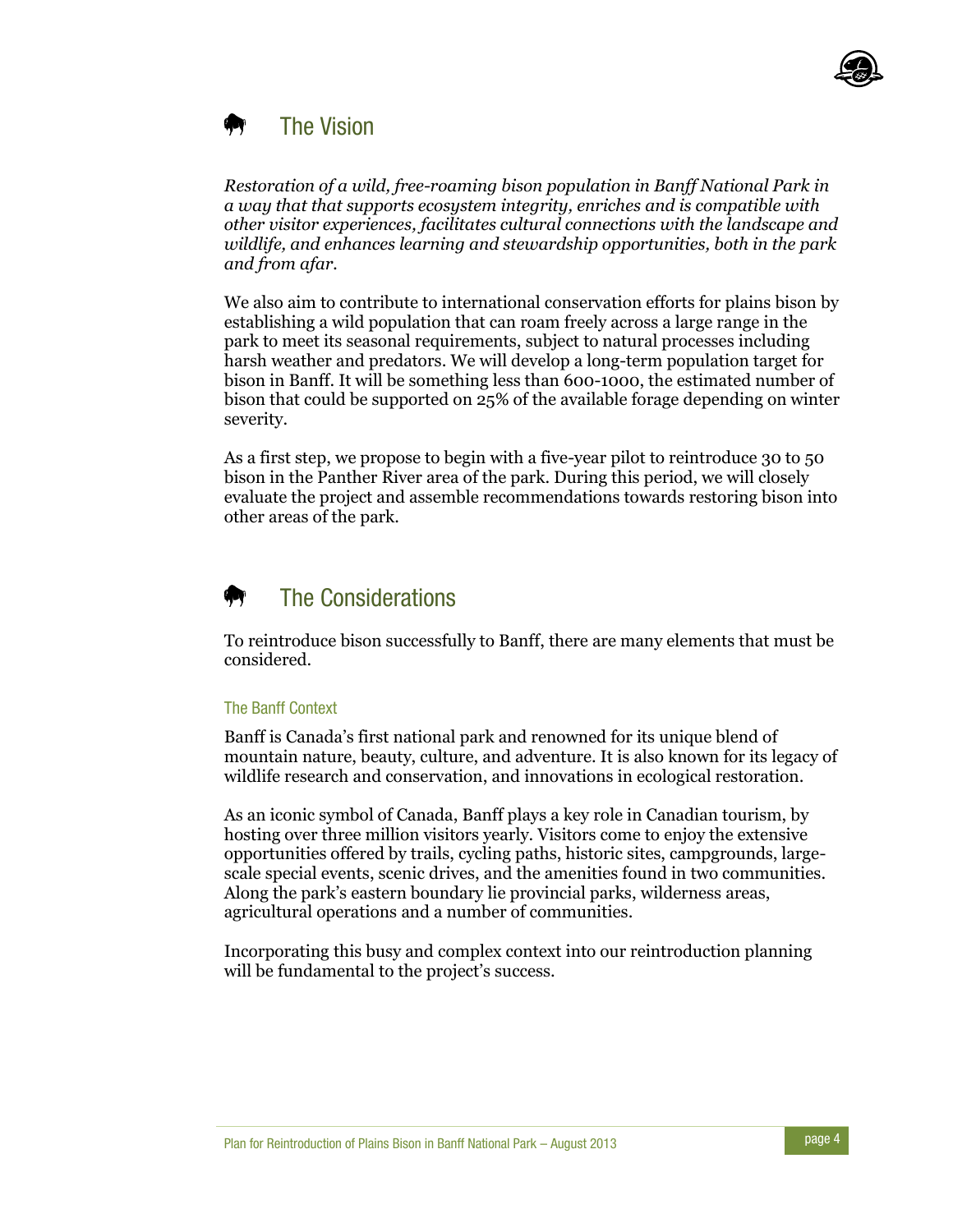## The Vision

*Restoration of a wild, free-roaming bison population in Banff National Park in a way that that supports ecosystem integrity, enriches and is compatible with other visitor experiences, facilitates cultural connections with the landscape and wildlife, and enhances learning and stewardship opportunities, both in the park and from afar.*

We also aim to contribute to international conservation efforts for plains bison by establishing a wild population that can roam freely across a large range in the park to meet its seasonal requirements, subject to natural processes including harsh weather and predators. We will develop a long-term population target for bison in Banff. It will be something less than 600-1000, the estimated number of bison that could be supported on 25% of the available forage depending on winter severity.

As a first step, we propose to begin with a five-year pilot to reintroduce 30 to 50 bison in the Panther River area of the park. During this period, we will closely evaluate the project and assemble recommendations towards restoring bison into other areas of the park.

## The Considerations

To reintroduce bison successfully to Banff, there are many elements that must be considered.

### The Banff Context

Banff is Canada's first national park and renowned for its unique blend of mountain nature, beauty, culture, and adventure. It is also known for its legacy of wildlife research and conservation, and innovations in ecological restoration.

As an iconic symbol of Canada, Banff plays a key role in Canadian tourism, by hosting over three million visitors yearly. Visitors come to enjoy the extensive opportunities offered by trails, cycling paths, historic sites, campgrounds, large-scale special events, scenic drives, and the amenities found in two communities. Along the park's eastern boundary lie provincial parks, wilderness areas, agricultural operations and a number of communities.

Incorporating this busy and complex context into our reintroduction planning will be fundamental to the project's success.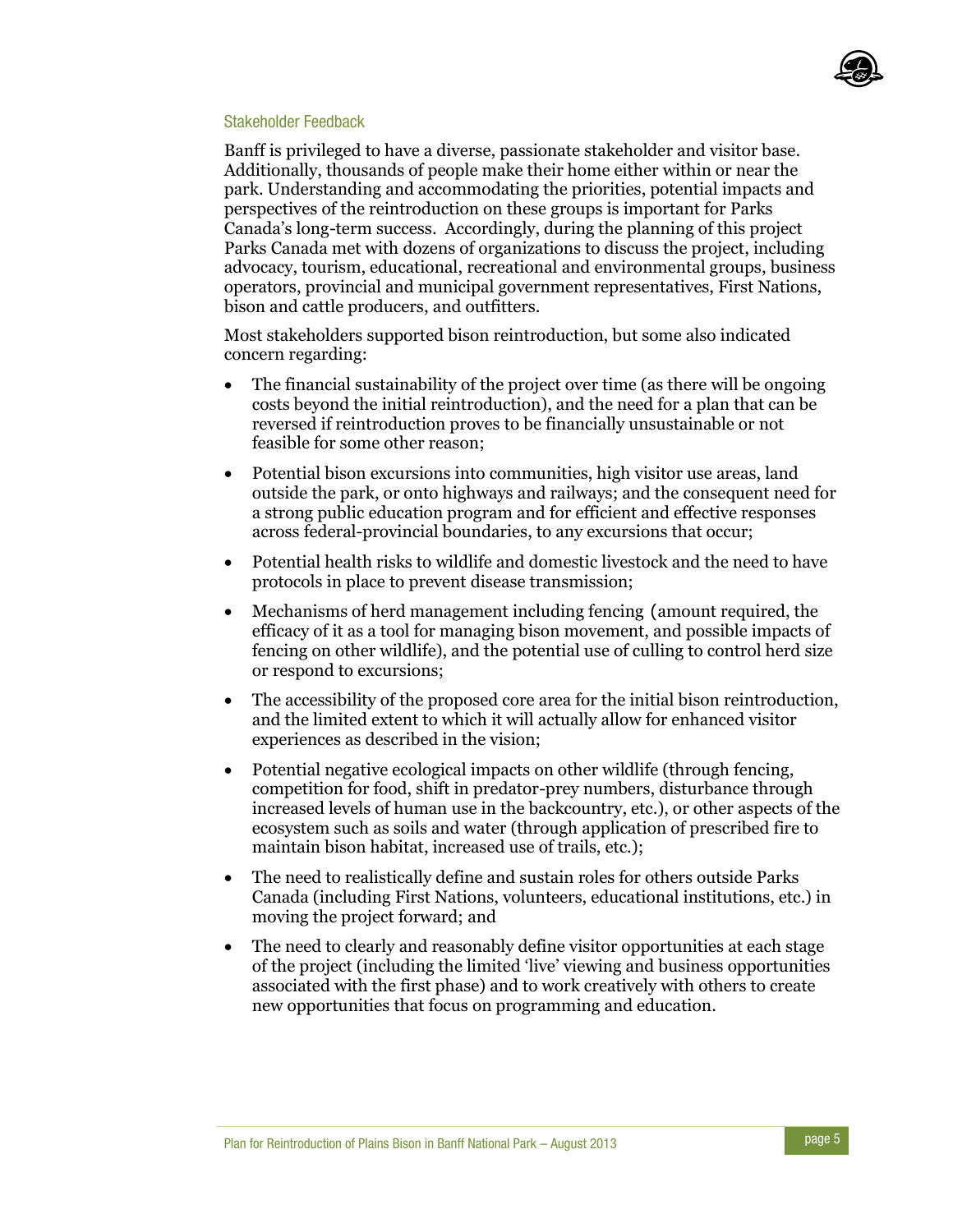## Stakeholder Feedback

Banff is privileged to have a diverse, passionate stakeholder and visitor base. Additionally, thousands of people make their home either within or near the park. Understanding and accommodating the priorities, potential impacts and perspectives of the reintroduction on these groups is important for Parks Canada's long-term success. Accordingly, during the planning of this project Parks Canada met with dozens of organizations to discuss the project, including advocacy, tourism, educational, recreational and environmental groups, business operators, provincial and municipal government representatives, First Nations, bison and cattle producers, and outfitters.

Most stakeholders supported bison reintroduction, but some also indicated concern regarding:

- The financial sustainability of the project over time (as there will be ongoing costs beyond the initial reintroduction), and the need for a plan that can be reversed if reintroduction proves to be financially unsustainable or not feasible for some other reason;
- Potential bison excursions into communities, high visitor use areas, land outside the park, or onto highways and railways; and the consequent need for a strong public education program and for efficient and effective responses across federal-provincial boundaries, to any excursions that occur;
- Potential health risks to wildlife and domestic livestock and the need to have protocols in place to prevent disease transmission;
- Mechanisms of herd management including fencing (amount required, the efficacy of it as a tool for managing bison movement, and possible impacts of fencing on other wildlife), and the potential use of culling to control herd size or respond to excursions;
- The accessibility of the proposed core area for the initial bison reintroduction, and the limited extent to which it will actually allow for enhanced visitor experiences as described in the vision;
- Potential negative ecological impacts on other wildlife (through fencing, competition for food, shift in predator-prey numbers, disturbance through increased levels of human use in the backcountry, etc.), or other aspects of the ecosystem such as soils and water (through application of prescribed fire to maintain bison habitat, increased use of trails, etc.);
- The need to realistically define and sustain roles for others outside Parks Canada (including First Nations, volunteers, educational institutions, etc.) in moving the project forward; and
- The need to clearly and reasonably define visitor opportunities at each stage of the project (including the limited 'live' viewing and business opportunities associated with the first phase) and to work creatively with others to create new opportunities that focus on programming and education.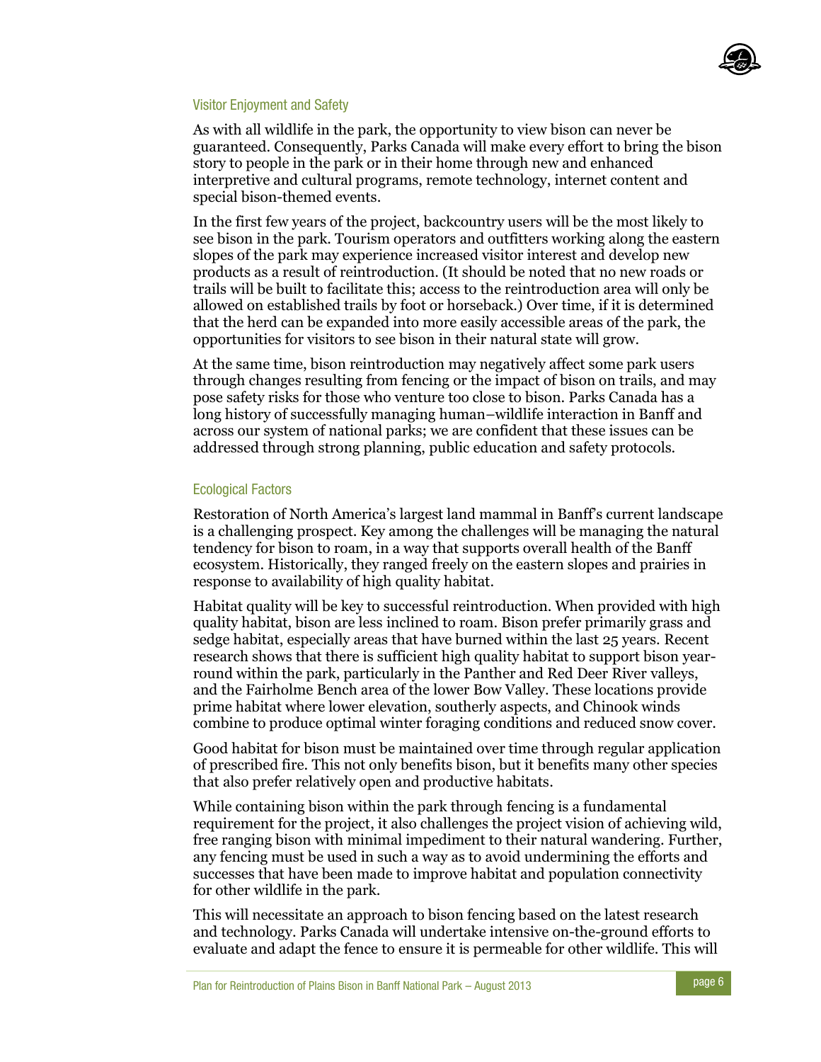### Visitor Enjoyment and Safety

As with all wildlife in the park, the opportunity to view bison can never be guaranteed. Consequently, Parks Canada will make every effort to bring the bison story to people in the park or in their home through new and enhanced interpretive and cultural programs, remote technology, internet content and special bison-themed events.

In the first few years of the project, backcountry users will be the most likely to see bison in the park. Tourism operators and outfitters working along the eastern slopes of the park may experience increased visitor interest and develop new products as a result of reintroduction. (It should be noted that no new roads or trails will be built to facilitate this; access to the reintroduction area will only be allowed on established trails by foot or horseback.) Over time, if it is determined that the herd can be expanded into more easily accessible areas of the park, the opportunities for visitors to see bison in their natural state will grow.

At the same time, bison reintroduction may negatively affect some park users through changes resulting from fencing or the impact of bison on trails, and may pose safety risks for those who venture too close to bison. Parks Canada has a long history of successfully managing human–wildlife interaction in Banff and across our system of national parks; we are confident that these issues can be addressed through strong planning, public education and safety protocols.

### Ecological Factors

Restoration of North America's largest land mammal in Banff's current landscape is a challenging prospect. Key among the challenges will be managing the natural tendency for bison to roam, in a way that supports overall health of the Banff ecosystem. Historically, they ranged freely on the eastern slopes and prairies in response to availability of high quality habitat.

Habitat quality will be key to successful reintroduction. When provided with high quality habitat, bison are less inclined to roam. Bison prefer primarily grass and sedge habitat, especially areas that have burned within the last 25 years. Recent research shows that there is sufficient high quality habitat to support bison year-round within the park, particularly in the Panther and Red Deer River valleys, and the Fairholme Bench area of the lower Bow Valley. These locations provide prime habitat where lower elevation, southerly aspects, and Chinook winds combine to produce optimal winter foraging conditions and reduced snow cover.

Good habitat for bison must be maintained over time through regular application of prescribed fire. This not only benefits bison, but it benefits many other species that also prefer relatively open and productive habitats.

While containing bison within the park through fencing is a fundamental requirement for the project, it also challenges the project vision of achieving wild, free ranging bison with minimal impediment to their natural wandering. Further, any fencing must be used in such a way as to avoid undermining the efforts and successes that have been made to improve habitat and population connectivity for other wildlife in the park.

This will necessitate an approach to bison fencing based on the latest research and technology. Parks Canada will undertake intensive on-the-ground efforts to evaluate and adapt the fence to ensure it is permeable for other wildlife. This will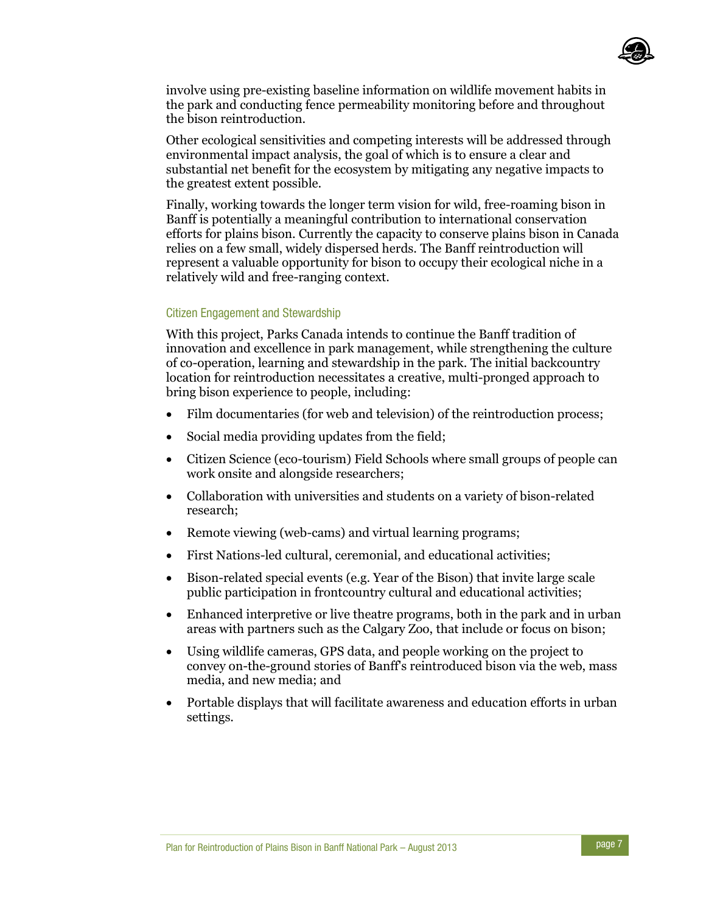involve using pre-existing baseline information on wildlife movement habits in the park and conducting fence permeability monitoring before and throughout the bison reintroduction.

Other ecological sensitivities and competing interests will be addressed through environmental impact analysis, the goal of which is to ensure a clear and substantial net benefit for the ecosystem by mitigating any negative impacts to the greatest extent possible.

Finally, working towards the longer term vision for wild, free-roaming bison in Banff is potentially a meaningful contribution to international conservation efforts for plains bison. Currently the capacity to conserve plains bison in Canada relies on a few small, widely dispersed herds. The Banff reintroduction will represent a valuable opportunity for bison to occupy their ecological niche in a relatively wild and free-ranging context.

### Citizen Engagement and Stewardship

With this project, Parks Canada intends to continue the Banff tradition of innovation and excellence in park management, while strengthening the culture of co-operation, learning and stewardship in the park. The initial backcountry location for reintroduction necessitates a creative, multi-pronged approach to bring bison experience to people, including:

- Film documentaries (for web and television) of the reintroduction process;
- Social media providing updates from the field;
- Citizen Science (eco-tourism) Field Schools where small groups of people can work onsite and alongside researchers;
- Collaboration with universities and students on a variety of bison-related research;
- Remote viewing (web-cams) and virtual learning programs;
- First Nations-led cultural, ceremonial, and educational activities;
- Bison-related special events (e.g. Year of the Bison) that invite large scale public participation in frontcountry cultural and educational activities;
- Enhanced interpretive or live theatre programs, both in the park and in urban areas with partners such as the Calgary Zoo, that include or focus on bison;
- Using wildlife cameras, GPS data, and people working on the project to convey on-the-ground stories of Banff's reintroduced bison via the web, mass media, and new media; and
- Portable displays that will facilitate awareness and education efforts in urban settings.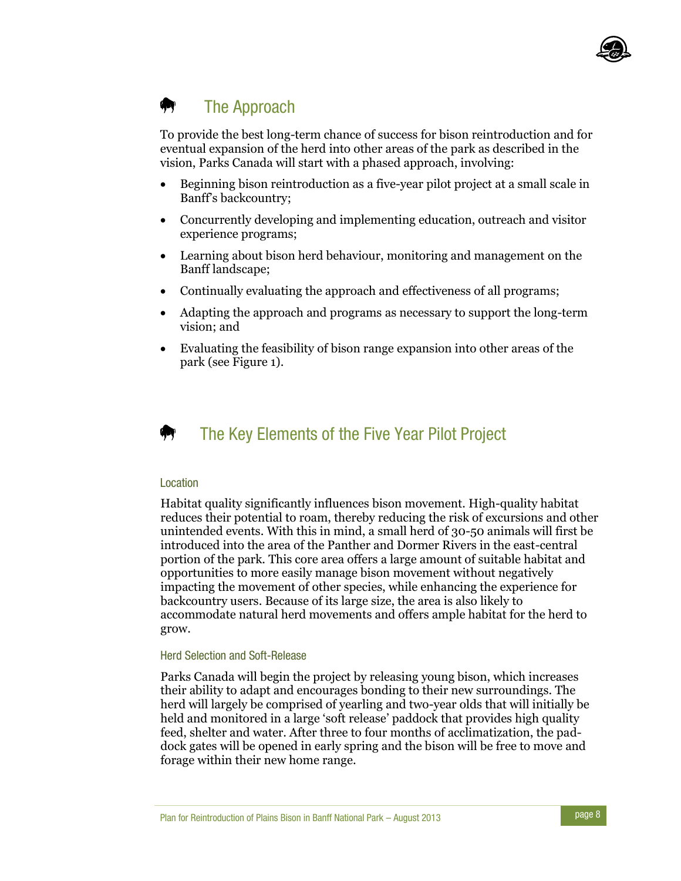## The Approach

To provide the best long-term chance of success for bison reintroduction and for eventual expansion of the herd into other areas of the park as described in the vision, Parks Canada will start with a phased approach, involving:

- Beginning bison reintroduction as a five-year pilot project at a small scale in Banff's backcountry;
- Concurrently developing and implementing education, outreach and visitor experience programs;
- Learning about bison herd behaviour, monitoring and management on the Banff landscape;
- Continually evaluating the approach and effectiveness of all programs;
- Adapting the approach and programs as necessary to support the long-term vision; and
- Evaluating the feasibility of bison range expansion into other areas of the park (see Figure 1).

## The Key Elements of the Five Year Pilot Project

### Location

Habitat quality significantly influences bison movement. High-quality habitat reduces their potential to roam, thereby reducing the risk of excursions and other unintended events. With this in mind, a small herd of 30-50 animals will first be introduced into the area of the Panther and Dormer Rivers in the east-central portion of the park. This core area offers a large amount of suitable habitat and opportunities to more easily manage bison movement without negatively impacting the movement of other species, while enhancing the experience for backcountry users. Because of its large size, the area is also likely to accommodate natural herd movements and offers ample habitat for the herd to grow.

### Herd Selection and Soft-Release

Parks Canada will begin the project by releasing young bison, which increases their ability to adapt and encourages bonding to their new surroundings. The herd will largely be comprised of yearling and two-year olds that will initially be held and monitored in a large 'soft release' paddock that provides high quality feed, shelter and water. After three to four months of acclimatization, the paddock gates will be opened in early spring and the bison will be free to move and forage within their new home range.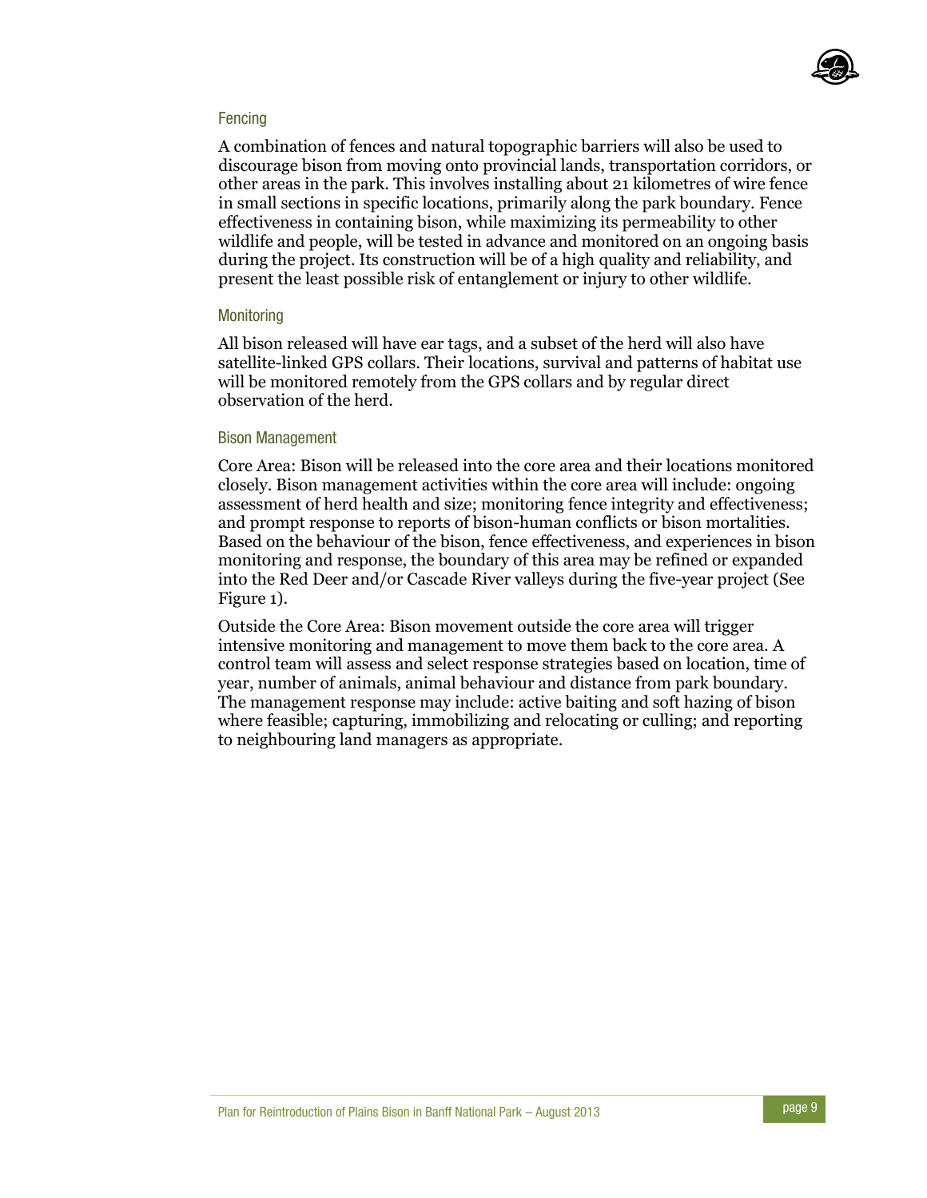### Fencing

A combination of fences and natural topographic barriers will also be used to discourage bison from moving onto provincial lands, transportation corridors, or other areas in the park. This involves installing about 21 kilometres of wire fence in small sections in specific locations, primarily along the park boundary. Fence effectiveness in containing bison, while maximizing its permeability to other wildlife and people, will be tested in advance and monitored on an ongoing basis during the project. Its construction will be of a high quality and reliability, and present the least possible risk of entanglement or injury to other wildlife.

### Monitoring

All bison released will have ear tags, and a subset of the herd will also have satellite-linked GPS collars. Their locations, survival and patterns of habitat use will be monitored remotely from the GPS collars and by regular direct observation of the herd.

### Bison Management

Core Area: Bison will be released into the core area and their locations monitored closely. Bison management activities within the core area will include: ongoing assessment of herd health and size; monitoring fence integrity and effectiveness; and prompt response to reports of bison-human conflicts or bison mortalities. Based on the behaviour of the bison, fence effectiveness, and experiences in bison monitoring and response, the boundary of this area may be refined or expanded into the Red Deer and/or Cascade River valleys during the five-year project (See Figure 1).

Outside the Core Area: Bison movement outside the core area will trigger intensive monitoring and management to move them back to the core area. A control team will assess and select response strategies based on location, time of year, number of animals, animal behaviour and distance from park boundary. The management response may include: active baiting and soft hazing of bison where feasible; capturing, immobilizing and relocating or culling; and reporting to neighbouring land managers as appropriate.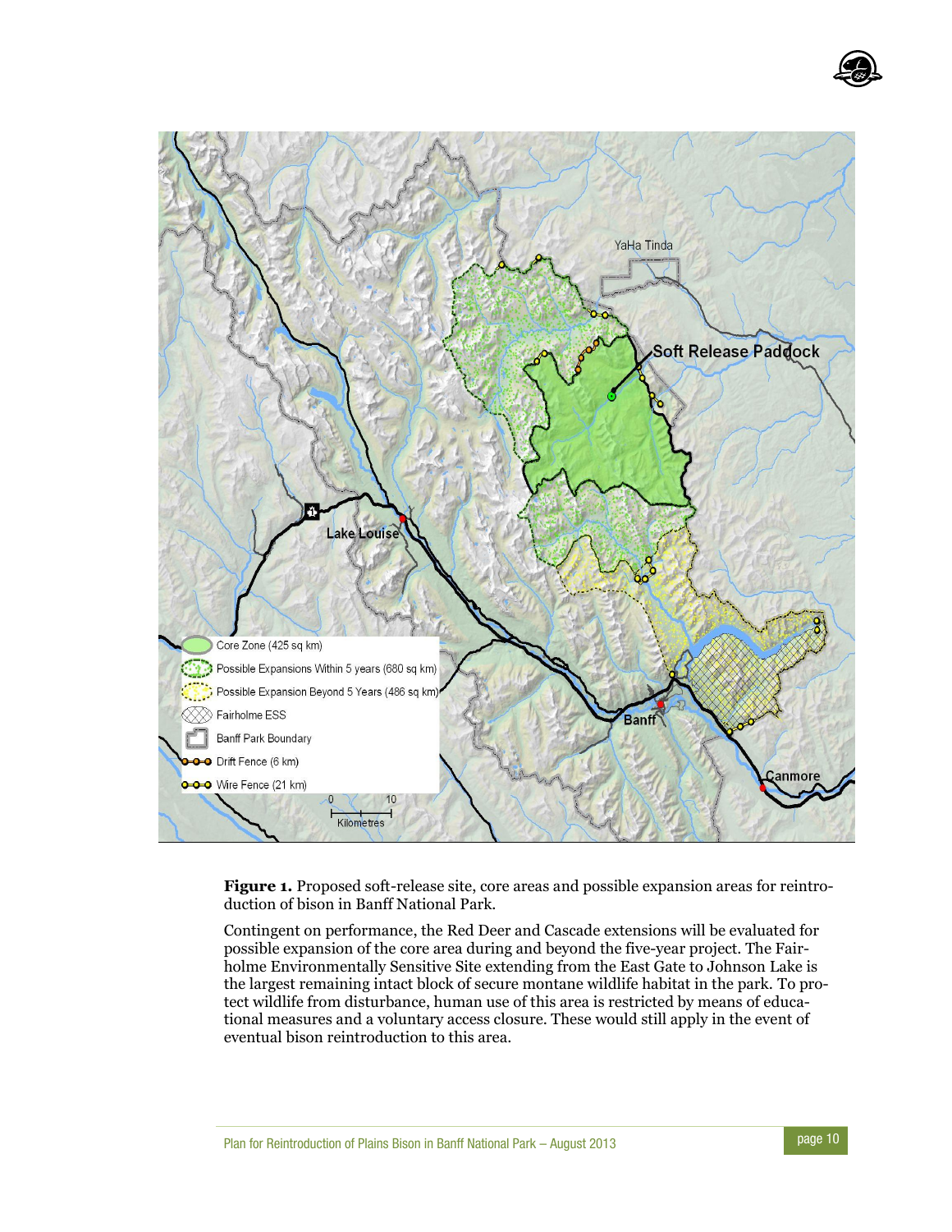**Figure 1.** Proposed soft-release site, core areas and possible expansion areas for reintroduction of bison in Banff National Park.

Contingent on performance, the Red Deer and Cascade extensions will be evaluated for possible expansion of the core area during and beyond the five-year project. The Fairholme Environmentally Sensitive Site extending from the East Gate to Johnson Lake is the largest remaining intact block of secure montane wildlife habitat in the park. To protect wildlife from disturbance, human use of this area is restricted by means of educational measures and a voluntary access closure. These would still apply in the event of eventual bison reintroduction to this area.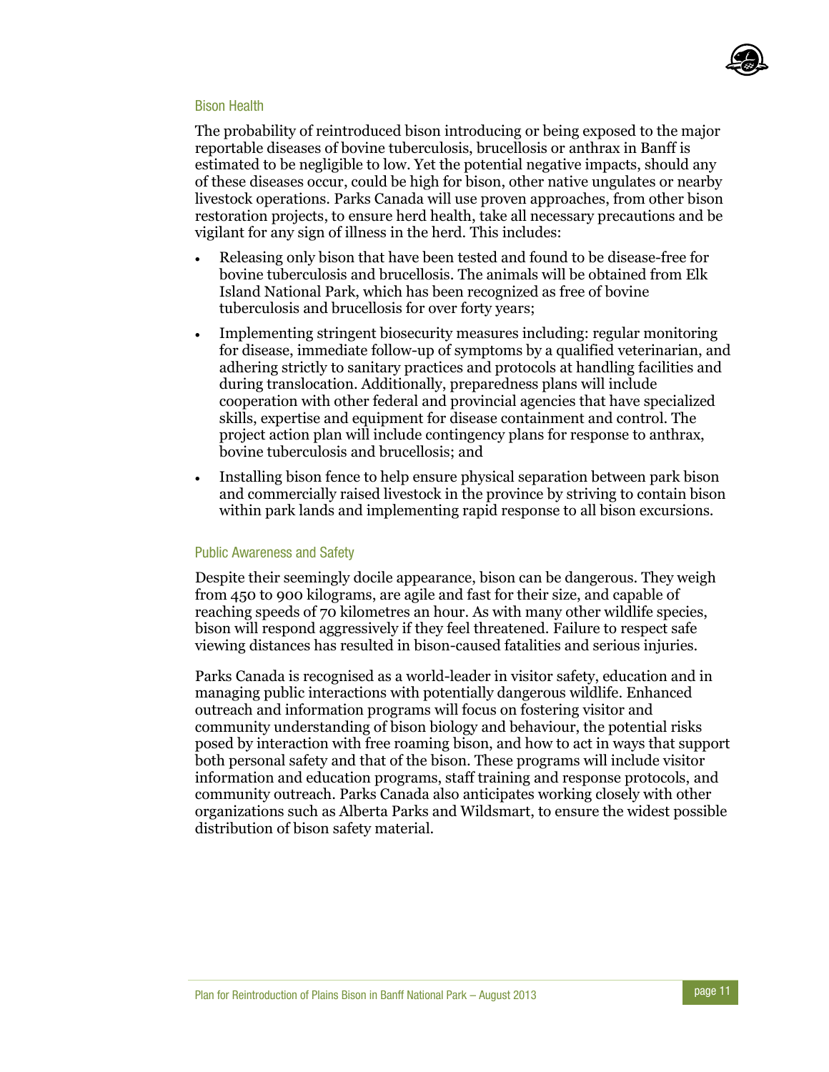## Bison Health

The probability of reintroduced bison introducing or being exposed to the major reportable diseases of bovine tuberculosis, brucellosis or anthrax in Banff is estimated to be negligible to low. Yet the potential negative impacts, should any of these diseases occur, could be high for bison, other native ungulates or nearby livestock operations. Parks Canada will use proven approaches, from other bison restoration projects, to ensure herd health, take all necessary precautions and be vigilant for any sign of illness in the herd. This includes:

- Releasing only bison that have been tested and found to be disease-free for bovine tuberculosis and brucellosis. The animals will be obtained from Elk Island National Park, which has been recognized as free of bovine tuberculosis and brucellosis for over forty years;
- Implementing stringent biosecurity measures including: regular monitoring for disease, immediate follow-up of symptoms by a qualified veterinarian, and adhering strictly to sanitary practices and protocols at handling facilities and during translocation. Additionally, preparedness plans will include cooperation with other federal and provincial agencies that have specialized skills, expertise and equipment for disease containment and control. The project action plan will include contingency plans for response to anthrax, bovine tuberculosis and brucellosis; and
- Installing bison fence to help ensure physical separation between park bison and commercially raised livestock in the province by striving to contain bison within park lands and implementing rapid response to all bison excursions.

## Public Awareness and Safety

Despite their seemingly docile appearance, bison can be dangerous. They weigh from 450 to 900 kilograms, are agile and fast for their size, and capable of reaching speeds of 70 kilometres an hour. As with many other wildlife species, bison will respond aggressively if they feel threatened. Failure to respect safe viewing distances has resulted in bison-caused fatalities and serious injuries.

Parks Canada is recognised as a world-leader in visitor safety, education and in managing public interactions with potentially dangerous wildlife. Enhanced outreach and information programs will focus on fostering visitor and community understanding of bison biology and behaviour, the potential risks posed by interaction with free roaming bison, and how to act in ways that support both personal safety and that of the bison. These programs will include visitor information and education programs, staff training and response protocols, and community outreach. Parks Canada also anticipates working closely with other organizations such as Alberta Parks and Wildsmart, to ensure the widest possible distribution of bison safety material.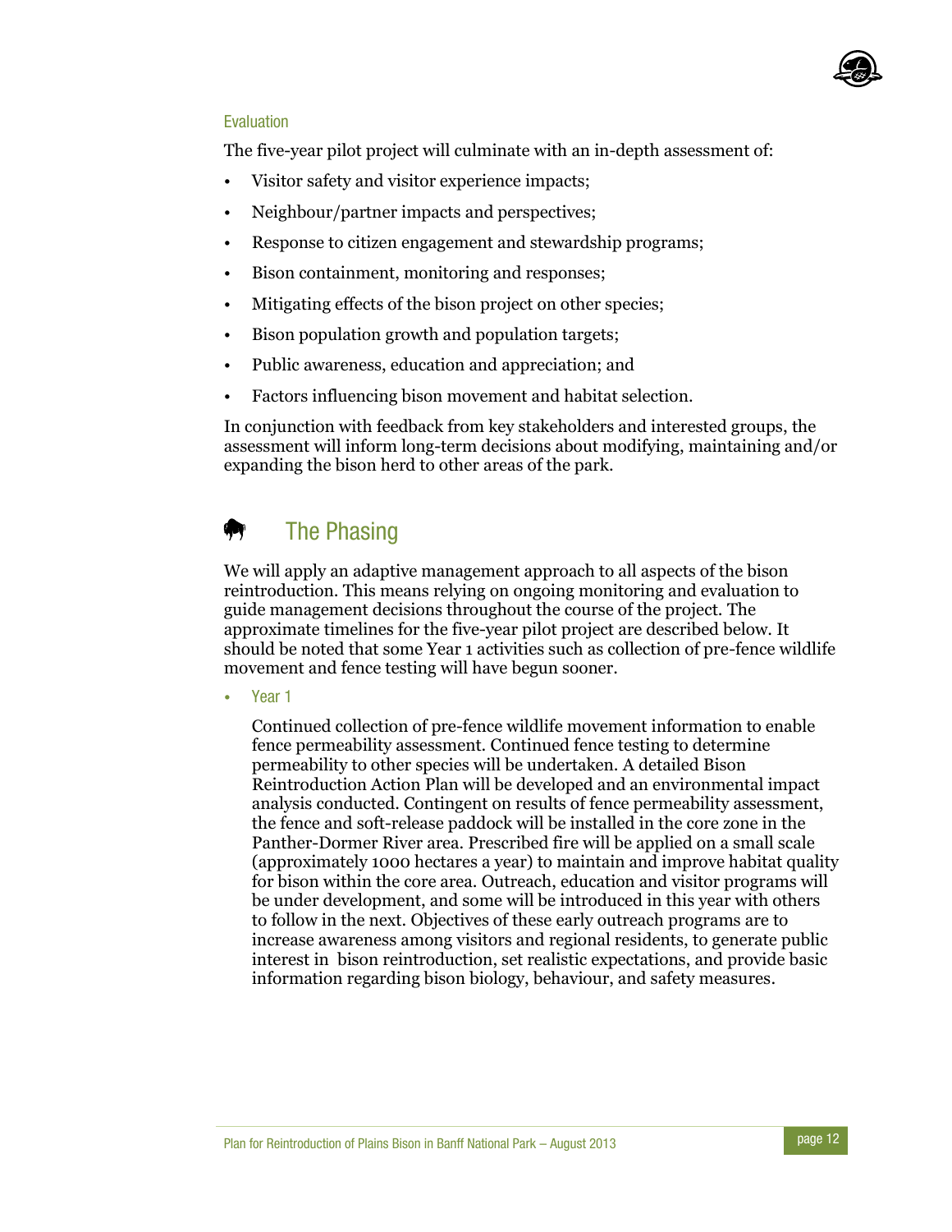### Evaluation

The five-year pilot project will culminate with an in-depth assessment of:

- Visitor safety and visitor experience impacts;
- Neighbour/partner impacts and perspectives;
- Response to citizen engagement and stewardship programs;
- Bison containment, monitoring and responses;
- Mitigating effects of the bison project on other species;
- Bison population growth and population targets;
- Public awareness, education and appreciation; and
- Factors influencing bison movement and habitat selection.

In conjunction with feedback from key stakeholders and interested groups, the assessment will inform long-term decisions about modifying, maintaining and/or expanding the bison herd to other areas of the park.

## The Phasing

We will apply an adaptive management approach to all aspects of the bison reintroduction. This means relying on ongoing monitoring and evaluation to guide management decisions throughout the course of the project. The approximate timelines for the five-year pilot project are described below. It should be noted that some Year 1 activities such as collection of pre-fence wildlife movement and fence testing will have begun sooner.

- Year 1

  Continued collection of pre-fence wildlife movement information to enable fence permeability assessment. Continued fence testing to determine permeability to other species will be undertaken. A detailed Bison Reintroduction Action Plan will be developed and an environmental impact analysis conducted. Contingent on results of fence permeability assessment, the fence and soft-release paddock will be installed in the core zone in the Panther-Dormer River area. Prescribed fire will be applied on a small scale (approximately 1000 hectares a year) to maintain and improve habitat quality for bison within the core area. Outreach, education and visitor programs will be under development, and some will be introduced in this year with others to follow in the next. Objectives of these early outreach programs are to increase awareness among visitors and regional residents, to generate public interest in bison reintroduction, set realistic expectations, and provide basic information regarding bison biology, behaviour, and safety measures.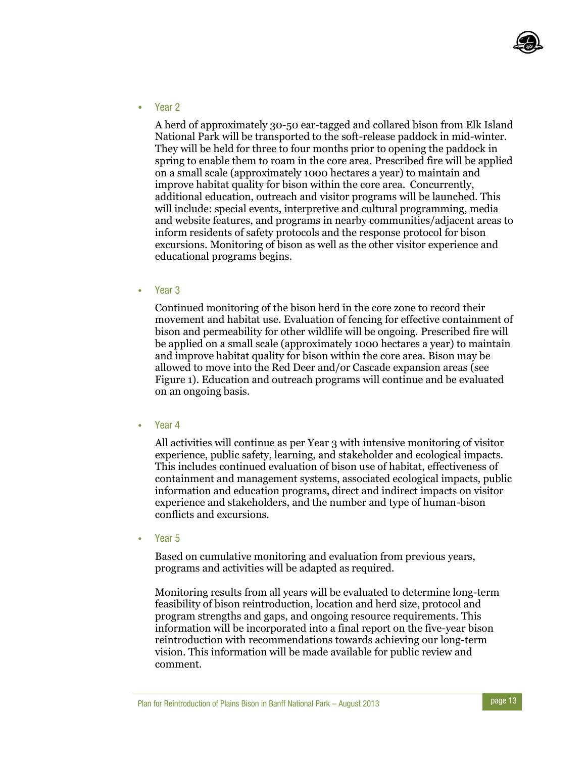- Year 2

  A herd of approximately 30-50 ear-tagged and collared bison from Elk Island National Park will be transported to the soft-release paddock in mid-winter. They will be held for three to four months prior to opening the paddock in spring to enable them to roam in the core area. Prescribed fire will be applied on a small scale (approximately 1000 hectares a year) to maintain and improve habitat quality for bison within the core area. Concurrently, additional education, outreach and visitor programs will be launched. This will include: special events, interpretive and cultural programming, media and website features, and programs in nearby communities/adjacent areas to inform residents of safety protocols and the response protocol for bison excursions. Monitoring of bison as well as the other visitor experience and educational programs begins.

- Year 3

  Continued monitoring of the bison herd in the core zone to record their movement and habitat use. Evaluation of fencing for effective containment of bison and permeability for other wildlife will be ongoing. Prescribed fire will be applied on a small scale (approximately 1000 hectares a year) to maintain and improve habitat quality for bison within the core area. Bison may be allowed to move into the Red Deer and/or Cascade expansion areas (see Figure 1). Education and outreach programs will continue and be evaluated on an ongoing basis.

- Year 4

  All activities will continue as per Year 3 with intensive monitoring of visitor experience, public safety, learning, and stakeholder and ecological impacts. This includes continued evaluation of bison use of habitat, effectiveness of containment and management systems, associated ecological impacts, public information and education programs, direct and indirect impacts on visitor experience and stakeholders, and the number and type of human-bison conflicts and excursions.

- Year 5

  Based on cumulative monitoring and evaluation from previous years, programs and activities will be adapted as required.

  Monitoring results from all years will be evaluated to determine long-term feasibility of bison reintroduction, location and herd size, protocol and program strengths and gaps, and ongoing resource requirements. This information will be incorporated into a final report on the five-year bison reintroduction with recommendations towards achieving our long-term vision. This information will be made available for public review and comment.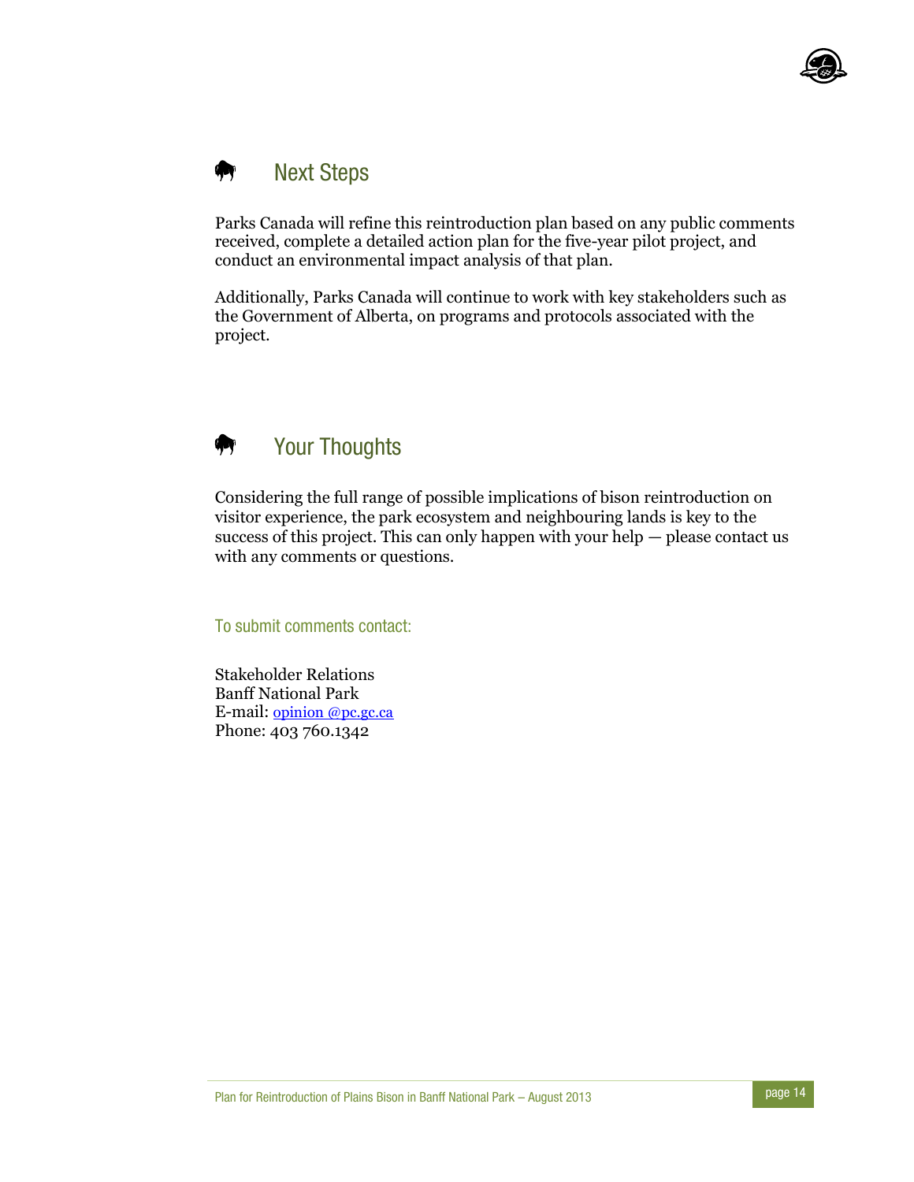## Next Steps

Parks Canada will refine this reintroduction plan based on any public comments received, complete a detailed action plan for the five-year pilot project, and conduct an environmental impact analysis of that plan.

Additionally, Parks Canada will continue to work with key stakeholders such as the Government of Alberta, on programs and protocols associated with the project.

## Your Thoughts

Considering the full range of possible implications of bison reintroduction on visitor experience, the park ecosystem and neighbouring lands is key to the success of this project. This can only happen with your help — please contact us with any comments or questions.

### To submit comments contact:

Stakeholder Relations
Banff National Park
E-mail: opinion @pc.gc.ca
Phone: 403 760.1342